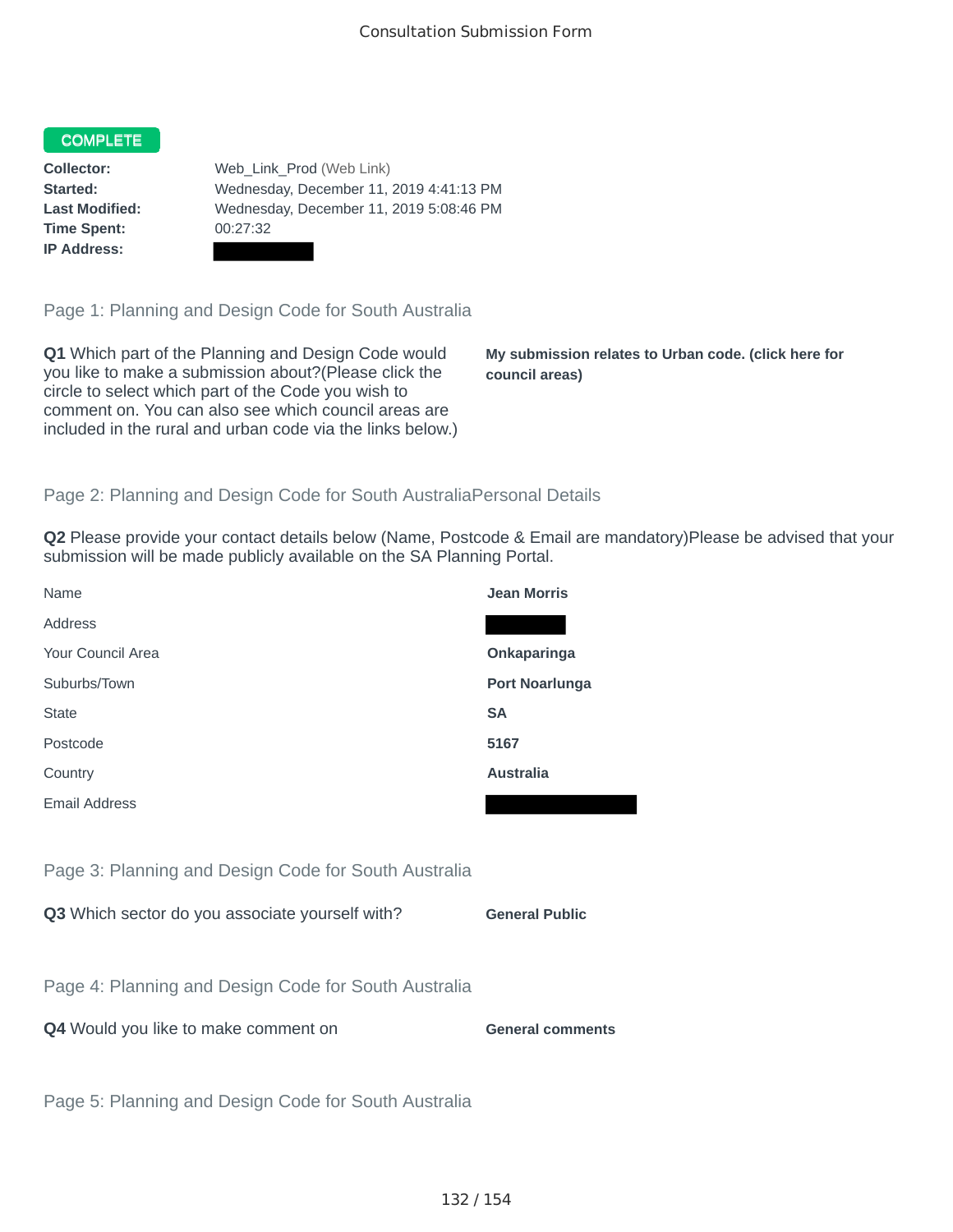Consultation Submission Form

**COMPLETE**

| | |
|---|---|
| **Collector:** | Web_Link_Prod (Web Link) |
| **Started:** | Wednesday, December 11, 2019 4:41:13 PM |
| **Last Modified:** | Wednesday, December 11, 2019 5:08:46 PM |
| **Time Spent:** | 00:27:32 |
| **IP Address:** | |

## Page 1: Planning and Design Code for South Australia

**Q1** Which part of the Planning and Design Code would you like to make a submission about?(Please click the circle to select which part of the Code you wish to comment on. You can also see which council areas are included in the rural and urban code via the links below.)

**My submission relates to Urban code. (click here for council areas)**

## Page 2: Planning and Design Code for South AustraliaPersonal Details

**Q2** Please provide your contact details below (Name, Postcode & Email are mandatory)Please be advised that your submission will be made publicly available on the SA Planning Portal.

| | |
|---|---|
| Name | **Jean Morris** |
| Address | |
| Your Council Area | **Onkaparinga** |
| Suburbs/Town | **Port Noarlunga** |
| State | **SA** |
| Postcode | **5167** |
| Country | **Australia** |
| Email Address | |

## Page 3: Planning and Design Code for South Australia

**Q3** Which sector do you associate yourself with?

**General Public**

## Page 4: Planning and Design Code for South Australia

**Q4** Would you like to make comment on

**General comments**

## Page 5: Planning and Design Code for South Australia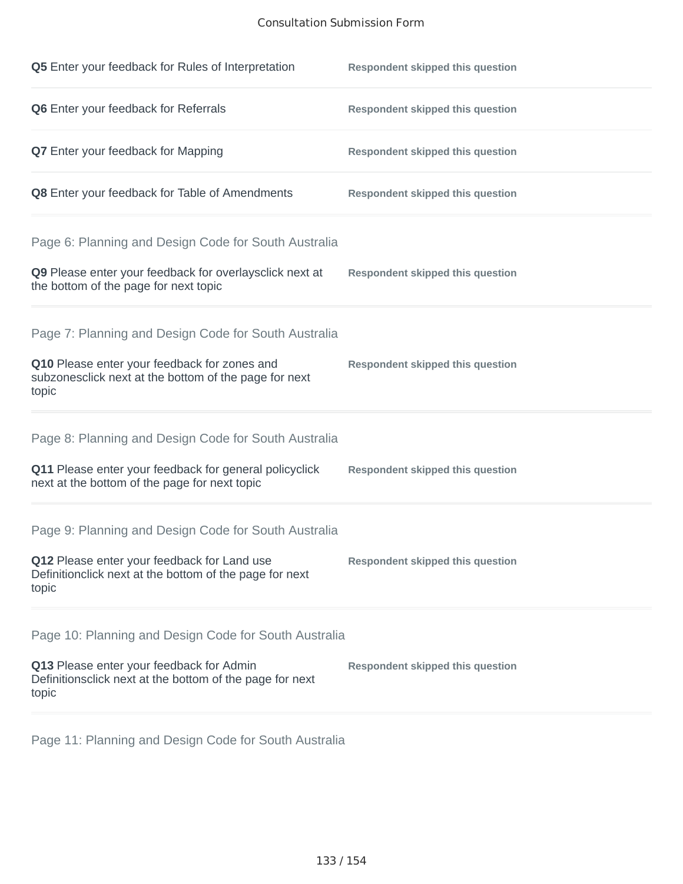**Q5** Enter your feedback for Rules of Interpretation — **Respondent skipped this question**

**Q6** Enter your feedback for Referrals — **Respondent skipped this question**

**Q7** Enter your feedback for Mapping — **Respondent skipped this question**

**Q8** Enter your feedback for Table of Amendments — **Respondent skipped this question**

## Page 6: Planning and Design Code for South Australia

**Q9** Please enter your feedback for overlaysclick next at the bottom of the page for next topic — **Respondent skipped this question**

## Page 7: Planning and Design Code for South Australia

**Q10** Please enter your feedback for zones and subzonesclick next at the bottom of the page for next topic — **Respondent skipped this question**

## Page 8: Planning and Design Code for South Australia

**Q11** Please enter your feedback for general policyclick next at the bottom of the page for next topic — **Respondent skipped this question**

## Page 9: Planning and Design Code for South Australia

**Q12** Please enter your feedback for Land use Definitionclick next at the bottom of the page for next topic — **Respondent skipped this question**

## Page 10: Planning and Design Code for South Australia

**Q13** Please enter your feedback for Admin Definitionsclick next at the bottom of the page for next topic — **Respondent skipped this question**

## Page 11: Planning and Design Code for South Australia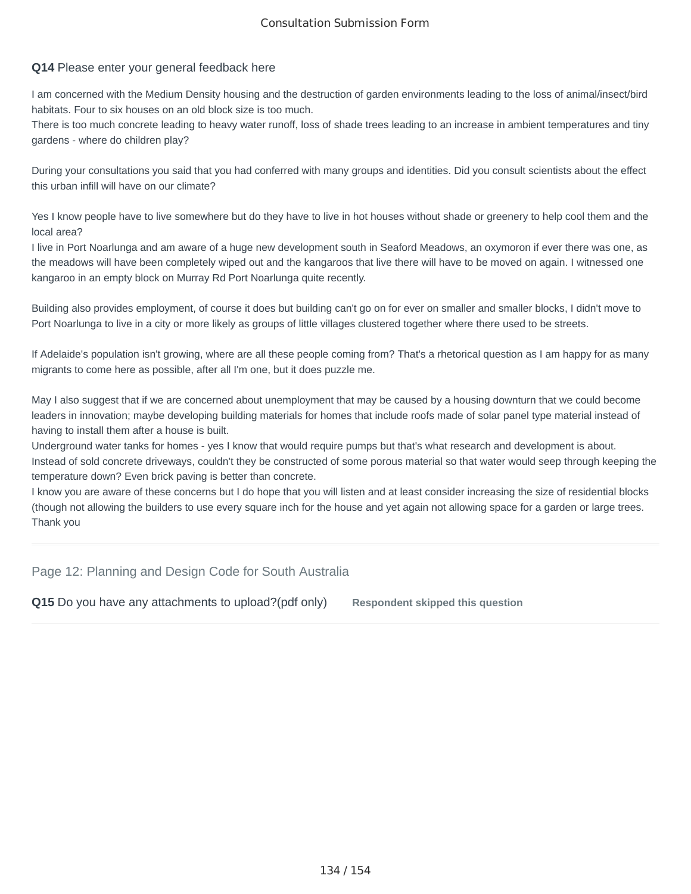**Q14** Please enter your general feedback here

I am concerned with the Medium Density housing and the destruction of garden environments leading to the loss of animal/insect/bird habitats. Four to six houses on an old block size is too much.
There is too much concrete leading to heavy water runoff, loss of shade trees leading to an increase in ambient temperatures and tiny gardens - where do children play?

During your consultations you said that you had conferred with many groups and identities. Did you consult scientists about the effect this urban infill will have on our climate?

Yes I know people have to live somewhere but do they have to live in hot houses without shade or greenery to help cool them and the local area?
I live in Port Noarlunga and am aware of a huge new development south in Seaford Meadows, an oxymoron if ever there was one, as the meadows will have been completely wiped out and the kangaroos that live there will have to be moved on again. I witnessed one kangaroo in an empty block on Murray Rd Port Noarlunga quite recently.

Building also provides employment, of course it does but building can't go on for ever on smaller and smaller blocks, I didn't move to Port Noarlunga to live in a city or more likely as groups of little villages clustered together where there used to be streets.

If Adelaide's population isn't growing, where are all these people coming from? That's a rhetorical question as I am happy for as many migrants to come here as possible, after all I'm one, but it does puzzle me.

May I also suggest that if we are concerned about unemployment that may be caused by a housing downturn that we could become leaders in innovation; maybe developing building materials for homes that include roofs made of solar panel type material instead of having to install them after a house is built.
Underground water tanks for homes - yes I know that would require pumps but that's what research and development is about.
Instead of sold concrete driveways, couldn't they be constructed of some porous material so that water would seep through keeping the temperature down? Even brick paving is better than concrete.
I know you are aware of these concerns but I do hope that you will listen and at least consider increasing the size of residential blocks (though not allowing the builders to use every square inch for the house and yet again not allowing space for a garden or large trees.
Thank you

## Page 12: Planning and Design Code for South Australia

**Q15** Do you have any attachments to upload?(pdf only) **Respondent skipped this question**